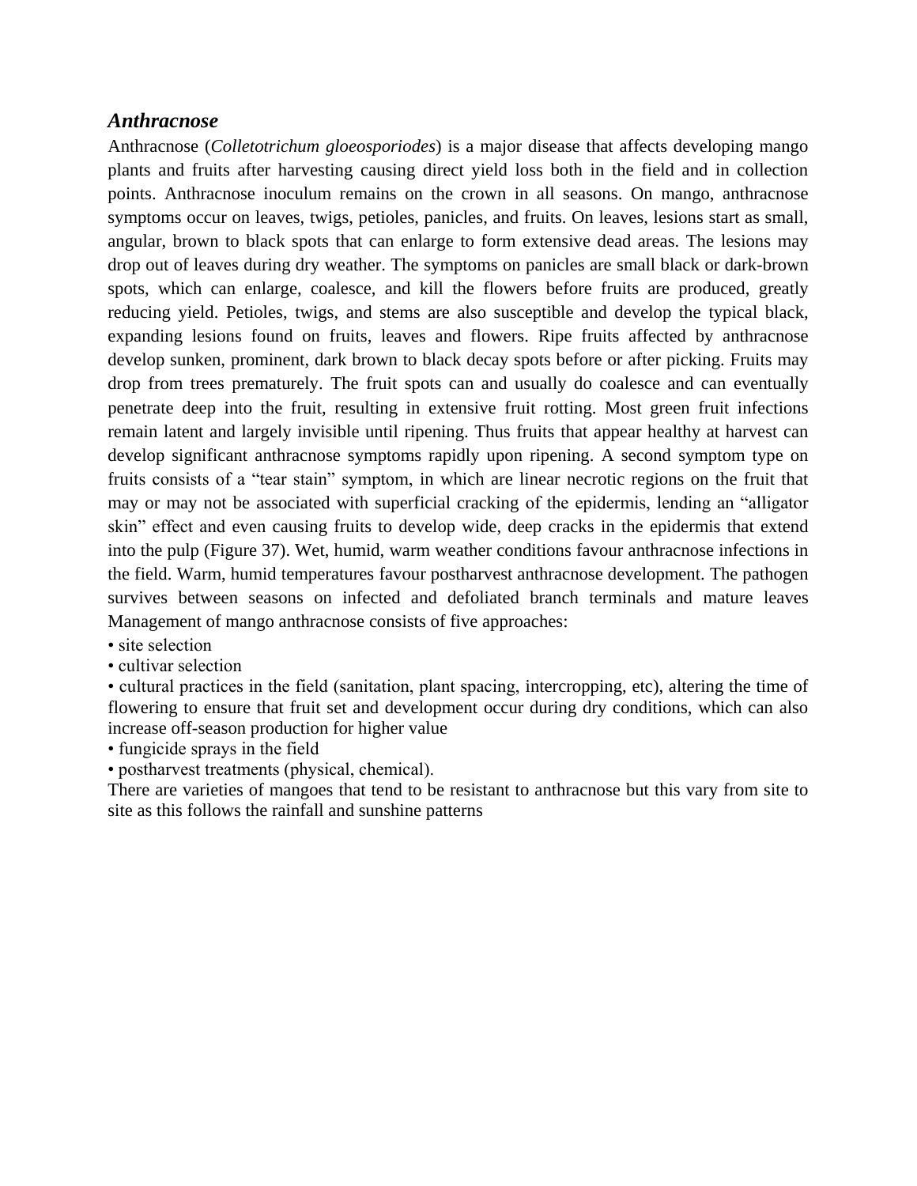### *Anthracnose*

Anthracnose (*Colletotrichum gloeosporiodes*) is a major disease that affects developing mango plants and fruits after harvesting causing direct yield loss both in the field and in collection points. Anthracnose inoculum remains on the crown in all seasons. On mango, anthracnose symptoms occur on leaves, twigs, petioles, panicles, and fruits. On leaves, lesions start as small, angular, brown to black spots that can enlarge to form extensive dead areas. The lesions may drop out of leaves during dry weather. The symptoms on panicles are small black or dark-brown spots, which can enlarge, coalesce, and kill the flowers before fruits are produced, greatly reducing yield. Petioles, twigs, and stems are also susceptible and develop the typical black, expanding lesions found on fruits, leaves and flowers. Ripe fruits affected by anthracnose develop sunken, prominent, dark brown to black decay spots before or after picking. Fruits may drop from trees prematurely. The fruit spots can and usually do coalesce and can eventually penetrate deep into the fruit, resulting in extensive fruit rotting. Most green fruit infections remain latent and largely invisible until ripening. Thus fruits that appear healthy at harvest can develop significant anthracnose symptoms rapidly upon ripening. A second symptom type on fruits consists of a "tear stain" symptom, in which are linear necrotic regions on the fruit that may or may not be associated with superficial cracking of the epidermis, lending an "alligator skin" effect and even causing fruits to develop wide, deep cracks in the epidermis that extend into the pulp (Figure 37). Wet, humid, warm weather conditions favour anthracnose infections in the field. Warm, humid temperatures favour postharvest anthracnose development. The pathogen survives between seasons on infected and defoliated branch terminals and mature leaves Management of mango anthracnose consists of five approaches:

- site selection
- cultivar selection
- cultural practices in the field (sanitation, plant spacing, intercropping, etc), altering the time of flowering to ensure that fruit set and development occur during dry conditions, which can also increase off-season production for higher value
- fungicide sprays in the field
- postharvest treatments (physical, chemical).

There are varieties of mangoes that tend to be resistant to anthracnose but this vary from site to site as this follows the rainfall and sunshine patterns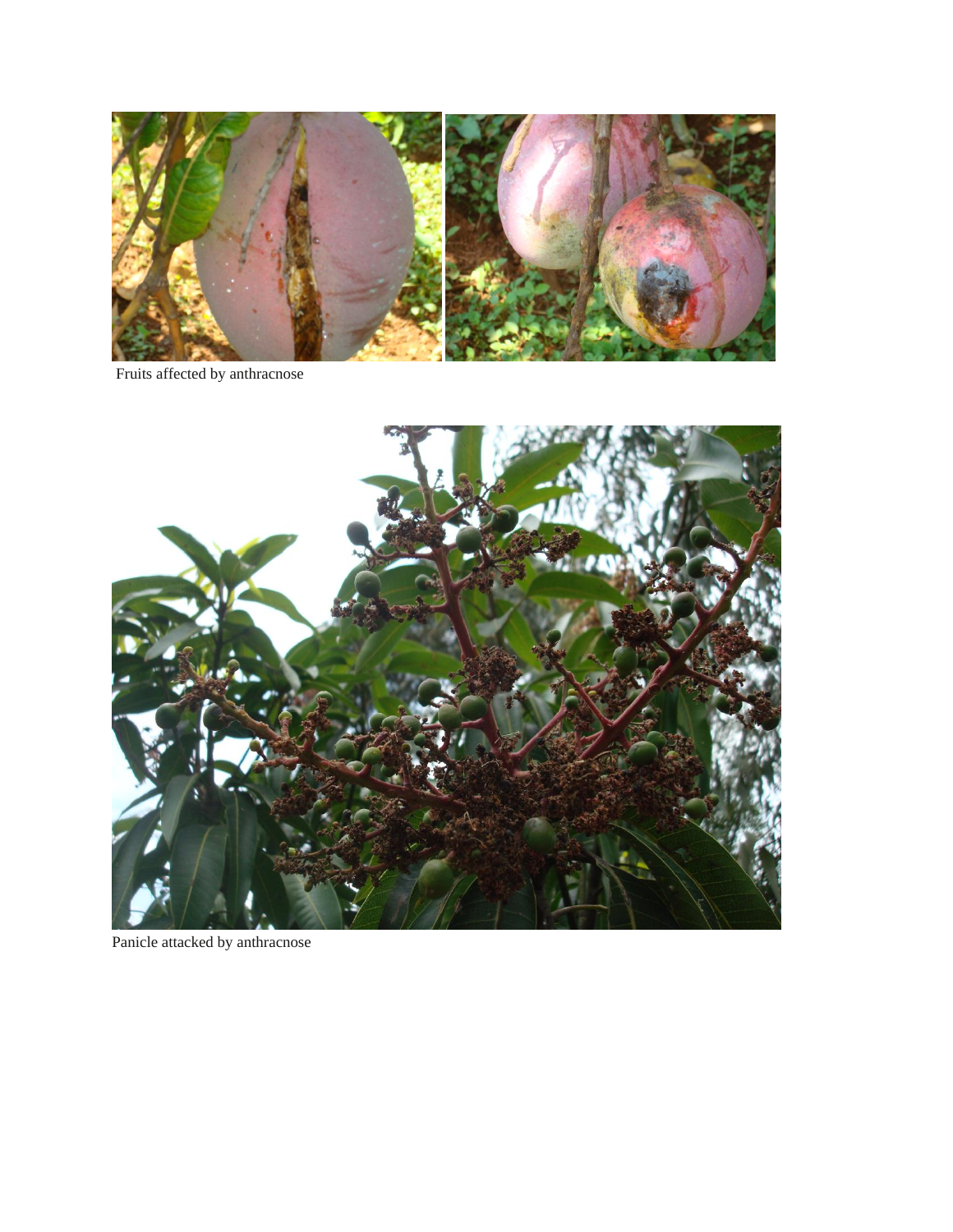Fruits affected by anthracnose

Panicle attacked by anthracnose